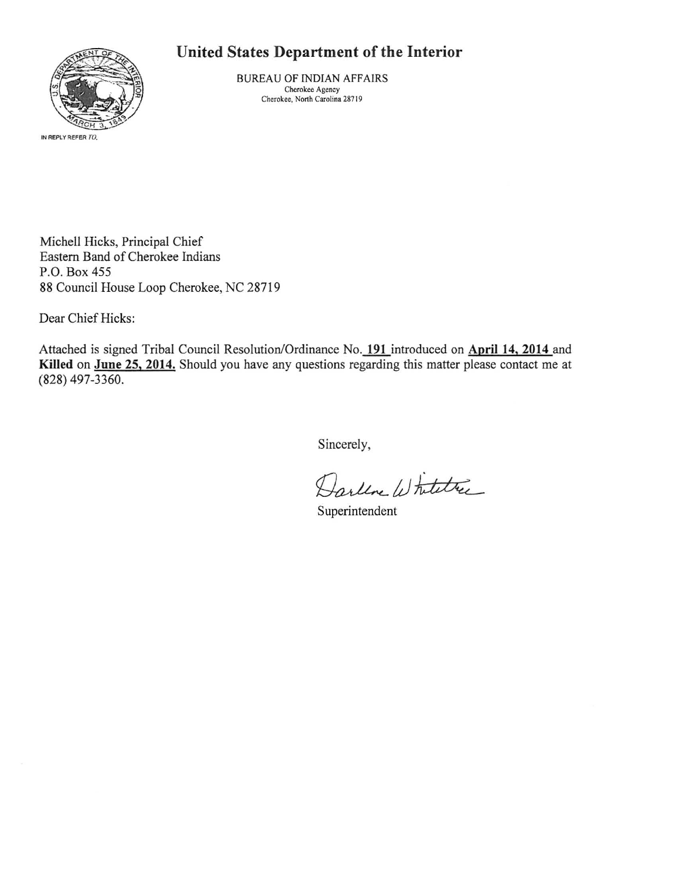# United States Department of the Interior

BUREAU OF INDIAN AFFAIRS
Cherokee Agency
Cherokee, North Carolina 28719

IN REPLY REFER TO.

Michell Hicks, Principal Chief
Eastern Band of Cherokee Indians
P.O. Box 455
88 Council House Loop Cherokee, NC 28719

Dear Chief Hicks:

Attached is signed Tribal Council Resolution/Ordinance No. **191** introduced on **April 14, 2014** and **Killed** on **June 25, 2014.** Should you have any questions regarding this matter please contact me at (828) 497-3360.

Sincerely,

Darlene Whitetree

Superintendent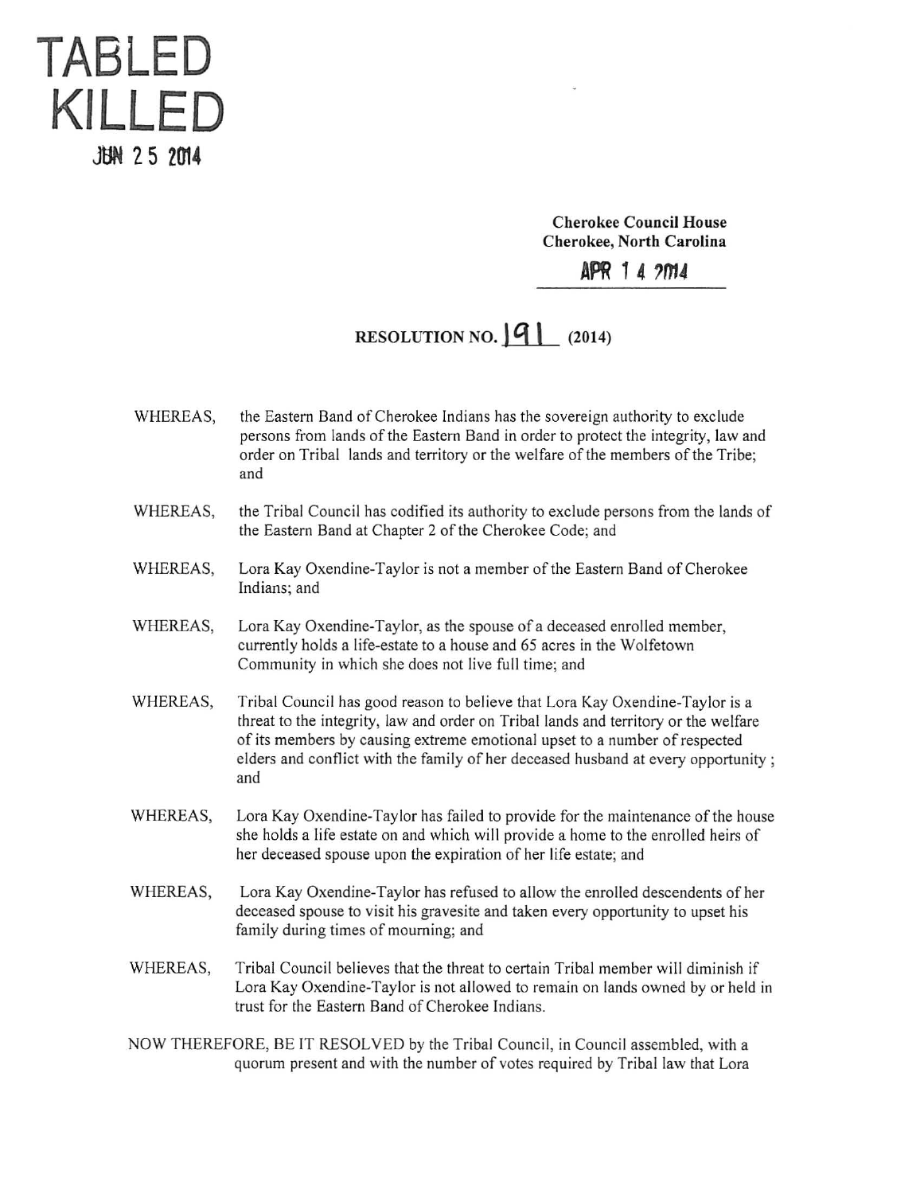# TABLED
# KILLED

JUN 25 2014

**Cherokee Council House**
**Cherokee, North Carolina**

**APR 14 2014**

## RESOLUTION NO. 191 (2014)

WHEREAS, the Eastern Band of Cherokee Indians has the sovereign authority to exclude persons from lands of the Eastern Band in order to protect the integrity, law and order on Tribal lands and territory or the welfare of the members of the Tribe; and

WHEREAS, the Tribal Council has codified its authority to exclude persons from the lands of the Eastern Band at Chapter 2 of the Cherokee Code; and

WHEREAS, Lora Kay Oxendine-Taylor is not a member of the Eastern Band of Cherokee Indians; and

WHEREAS, Lora Kay Oxendine-Taylor, as the spouse of a deceased enrolled member, currently holds a life-estate to a house and 65 acres in the Wolfetown Community in which she does not live full time; and

WHEREAS, Tribal Council has good reason to believe that Lora Kay Oxendine-Taylor is a threat to the integrity, law and order on Tribal lands and territory or the welfare of its members by causing extreme emotional upset to a number of respected elders and conflict with the family of her deceased husband at every opportunity ; and

WHEREAS, Lora Kay Oxendine-Taylor has failed to provide for the maintenance of the house she holds a life estate on and which will provide a home to the enrolled heirs of her deceased spouse upon the expiration of her life estate; and

WHEREAS, Lora Kay Oxendine-Taylor has refused to allow the enrolled descendents of her deceased spouse to visit his gravesite and taken every opportunity to upset his family during times of mourning; and

WHEREAS, Tribal Council believes that the threat to certain Tribal member will diminish if Lora Kay Oxendine-Taylor is not allowed to remain on lands owned by or held in trust for the Eastern Band of Cherokee Indians.

NOW THEREFORE, BE IT RESOLVED by the Tribal Council, in Council assembled, with a quorum present and with the number of votes required by Tribal law that Lora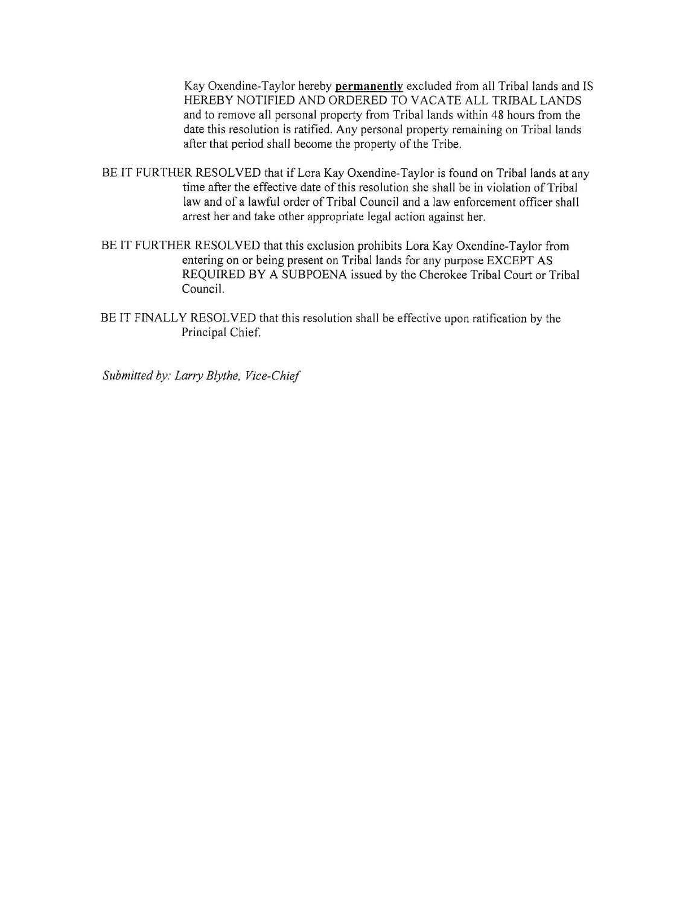Kay Oxendine-Taylor hereby **permanently** excluded from all Tribal lands and IS HEREBY NOTIFIED AND ORDERED TO VACATE ALL TRIBAL LANDS and to remove all personal property from Tribal lands within 48 hours from the date this resolution is ratified. Any personal property remaining on Tribal lands after that period shall become the property of the Tribe.

BE IT FURTHER RESOLVED that if Lora Kay Oxendine-Taylor is found on Tribal lands at any time after the effective date of this resolution she shall be in violation of Tribal law and of a lawful order of Tribal Council and a law enforcement officer shall arrest her and take other appropriate legal action against her.

BE IT FURTHER RESOLVED that this exclusion prohibits Lora Kay Oxendine-Taylor from entering on or being present on Tribal lands for any purpose EXCEPT AS REQUIRED BY A SUBPOENA issued by the Cherokee Tribal Court or Tribal Council.

BE IT FINALLY RESOLVED that this resolution shall be effective upon ratification by the Principal Chief.

*Submitted by: Larry Blythe, Vice-Chief*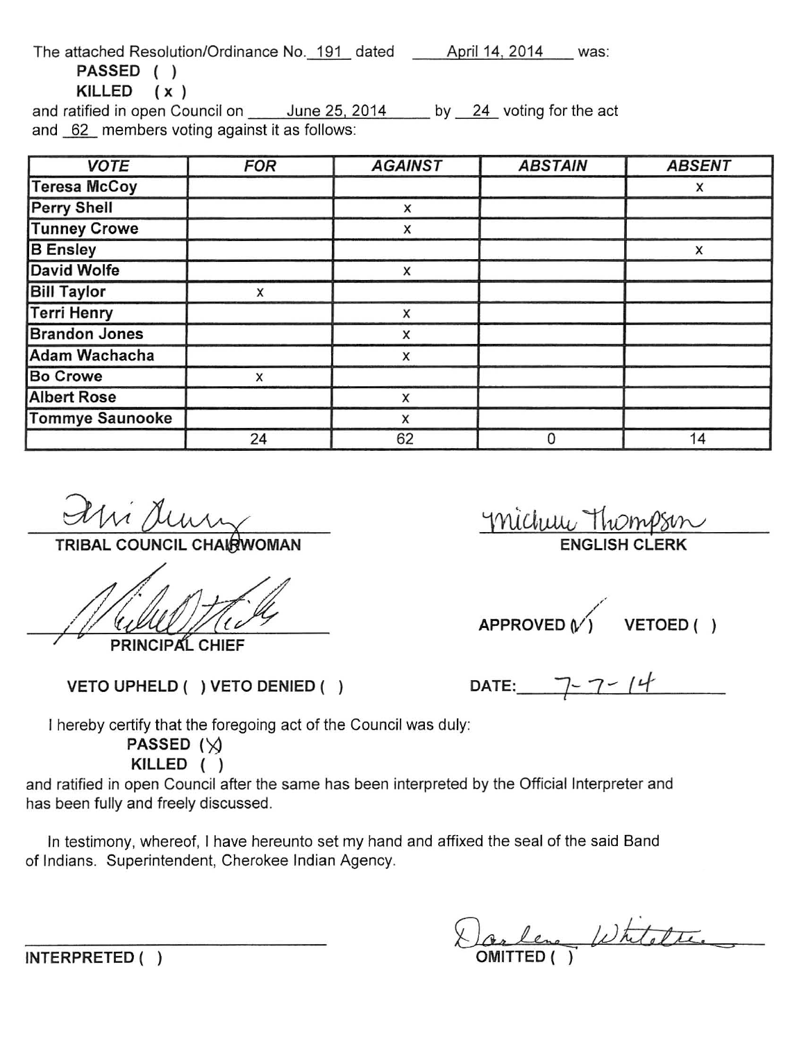The attached Resolution/Ordinance No. 191 dated April 14, 2014 was:

**PASSED ( )**

**KILLED (x)**

and ratified in open Council on June 25, 2014 by 24 voting for the act and 62 members voting against it as follows:

| VOTE | FOR | AGAINST | ABSTAIN | ABSENT |
|---|---|---|---|---|
| Teresa McCoy | | | | x |
| Perry Shell | | x | | |
| Tunney Crowe | | x | | |
| B Ensley | | | | x |
| David Wolfe | | x | | |
| Bill Taylor | x | | | |
| Terri Henry | | x | | |
| Brandon Jones | | x | | |
| Adam Wachacha | | x | | |
| Bo Crowe | x | | | |
| Albert Rose | | x | | |
| Tommye Saunooke | | x | | |
| | 24 | 62 | 0 | 14 |

Terri Henry

**TRIBAL COUNCIL CHAIRWOMAN**

Michelle Thompson

**ENGLISH CLERK**

**PRINCIPAL CHIEF**

**APPROVED (✓) VETOED ( )**

**VETO UPHELD ( ) VETO DENIED ( )**

**DATE:** 7-7-14

I hereby certify that the foregoing act of the Council was duly:

**PASSED (X)**

**KILLED ( )**

and ratified in open Council after the same has been interpreted by the Official Interpreter and has been fully and freely discussed.

In testimony, whereof, I have hereunto set my hand and affixed the seal of the said Band of Indians. Superintendent, Cherokee Indian Agency.

**INTERPRETED ( )**

Darlene Whitetree

**OMITTED ( )**